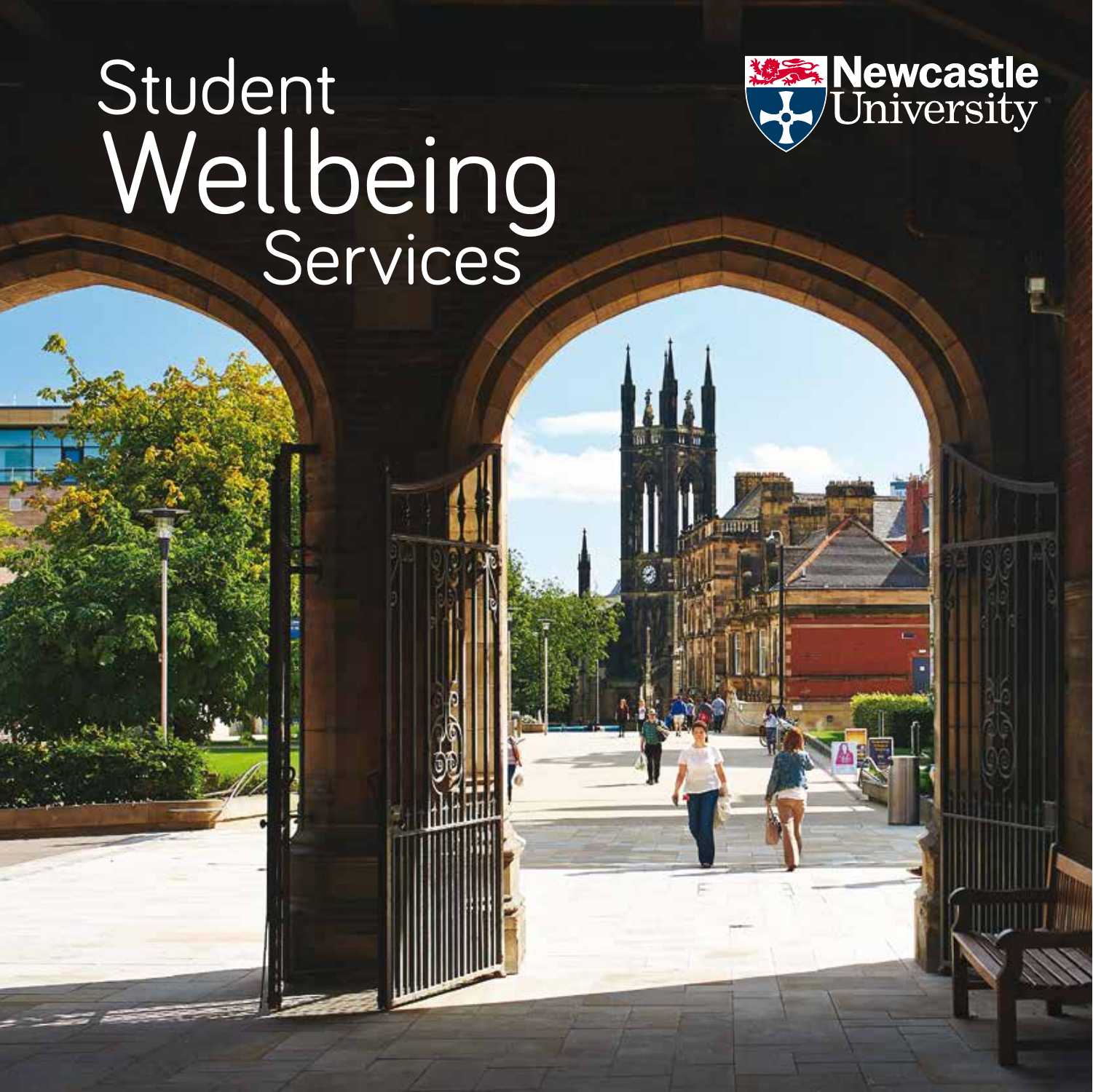# Student Wellbeing Services

Newcastle University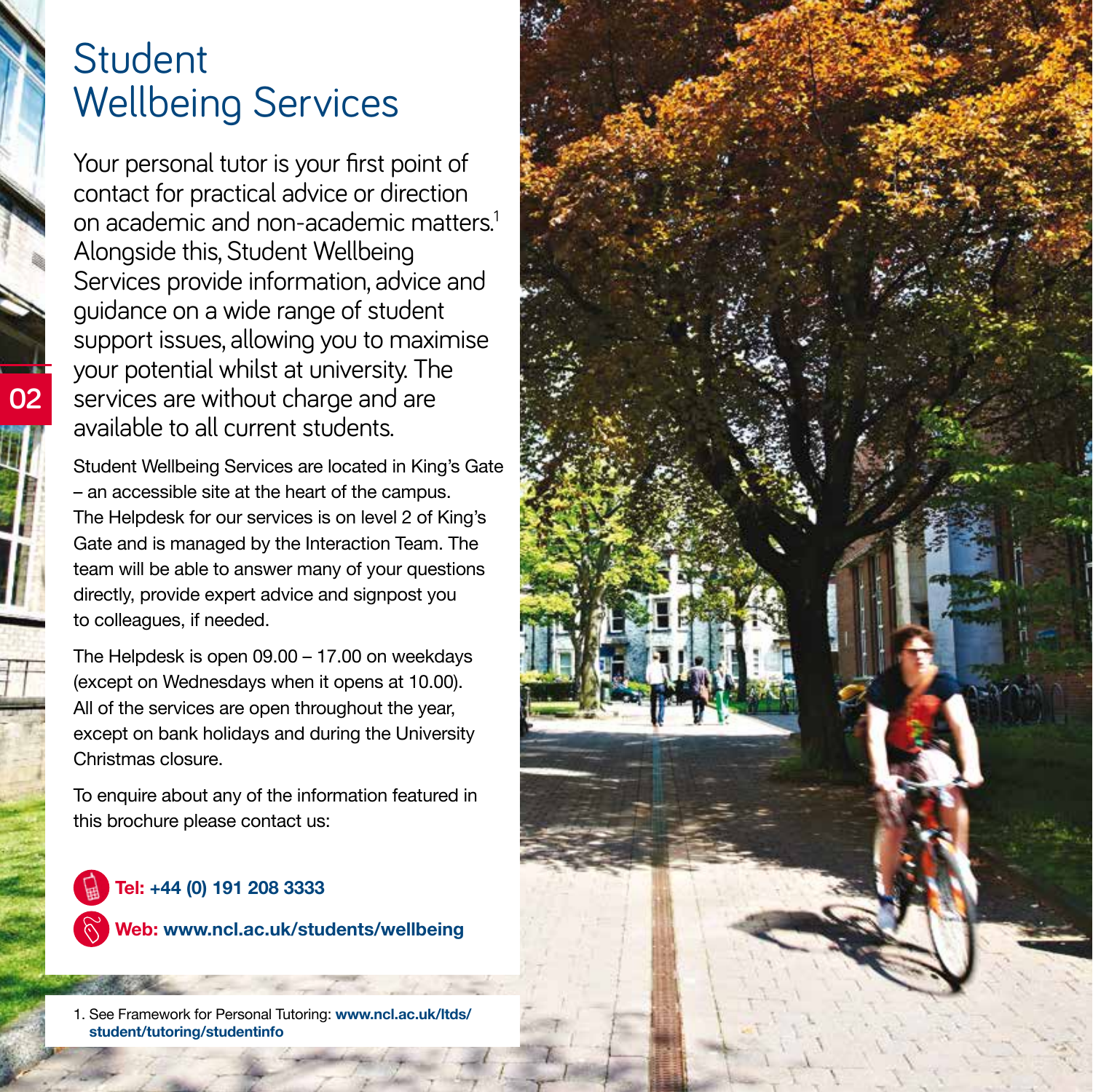# Student Wellbeing Services

Your personal tutor is your first point of contact for practical advice or direction on academic and non-academic matters.[1] Alongside this, Student Wellbeing Services provide information, advice and guidance on a wide range of student support issues, allowing you to maximise your potential whilst at university. The services are without charge and are available to all current students.

Student Wellbeing Services are located in King's Gate – an accessible site at the heart of the campus. The Helpdesk for our services is on level 2 of King's Gate and is managed by the Interaction Team. The team will be able to answer many of your questions directly, provide expert advice and signpost you to colleagues, if needed.

The Helpdesk is open 09.00 – 17.00 on weekdays (except on Wednesdays when it opens at 10.00). All of the services are open throughout the year, except on bank holidays and during the University Christmas closure.

To enquire about any of the information featured in this brochure please contact us:

**Tel: +44 (0) 191 208 3333**

**Web: www.ncl.ac.uk/students/wellbeing**

1. See Framework for Personal Tutoring: **www.ncl.ac.uk/ltds/student/tutoring/studentinfo**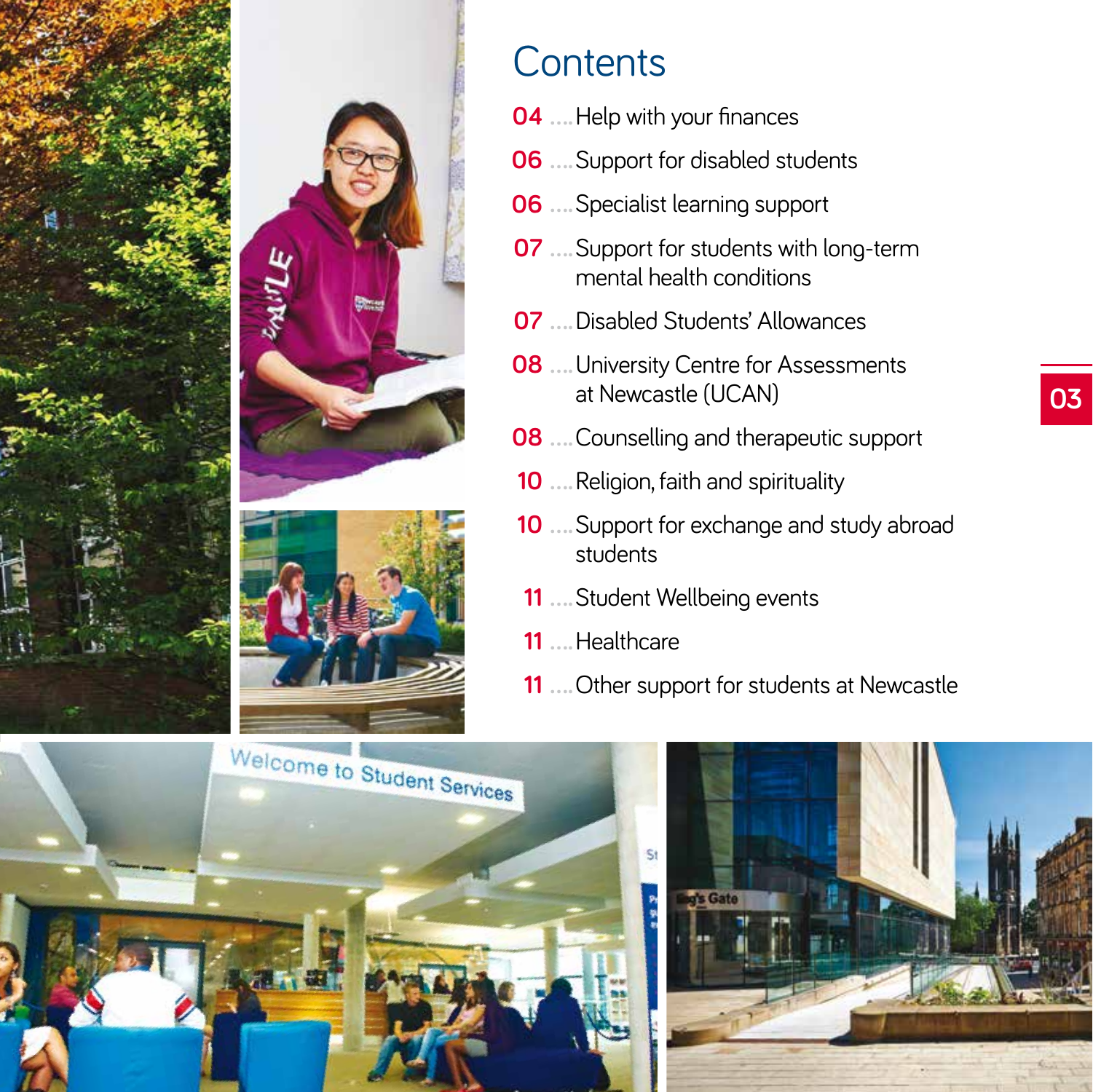# Contents

04 .... Help with your finances

06 .... Support for disabled students

06 .... Specialist learning support

07 .... Support for students with long-term mental health conditions

07 .... Disabled Students' Allowances

08 .... University Centre for Assessments at Newcastle (UCAN)

08 .... Counselling and therapeutic support

10 .... Religion, faith and spirituality

10 .... Support for exchange and study abroad students

11 .... Student Wellbeing events

11 .... Healthcare

11 .... Other support for students at Newcastle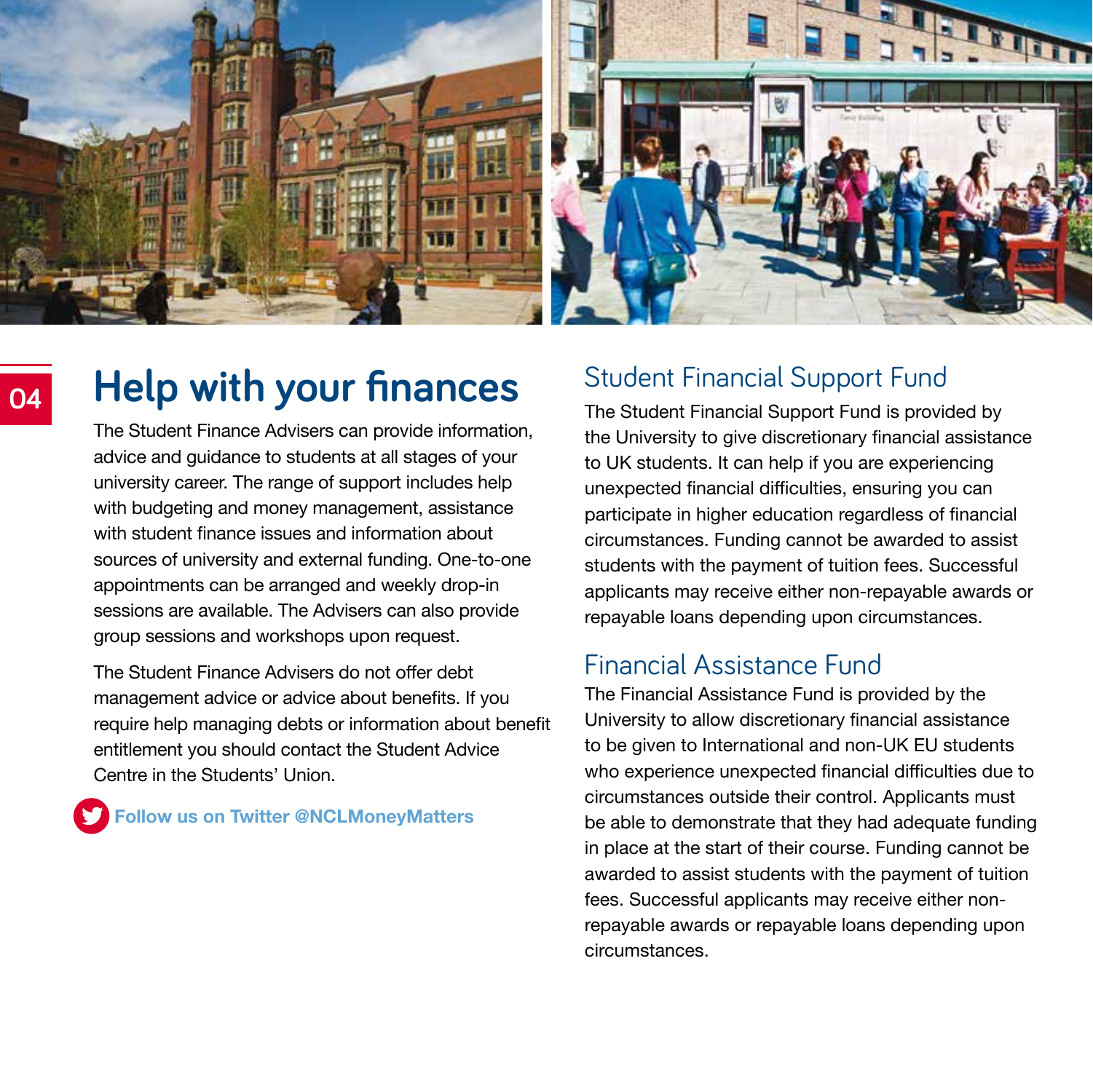# Help with your finances

The Student Finance Advisers can provide information, advice and guidance to students at all stages of your university career. The range of support includes help with budgeting and money management, assistance with student finance issues and information about sources of university and external funding. One-to-one appointments can be arranged and weekly drop-in sessions are available. The Advisers can also provide group sessions and workshops upon request.

The Student Finance Advisers do not offer debt management advice or advice about benefits. If you require help managing debts or information about benefit entitlement you should contact the Student Advice Centre in the Students' Union.

**Follow us on Twitter @NCLMoneyMatters**

## Student Financial Support Fund

The Student Financial Support Fund is provided by the University to give discretionary financial assistance to UK students. It can help if you are experiencing unexpected financial difficulties, ensuring you can participate in higher education regardless of financial circumstances. Funding cannot be awarded to assist students with the payment of tuition fees. Successful applicants may receive either non-repayable awards or repayable loans depending upon circumstances.

## Financial Assistance Fund

The Financial Assistance Fund is provided by the University to allow discretionary financial assistance to be given to International and non-UK EU students who experience unexpected financial difficulties due to circumstances outside their control. Applicants must be able to demonstrate that they had adequate funding in place at the start of their course. Funding cannot be awarded to assist students with the payment of tuition fees. Successful applicants may receive either non-repayable awards or repayable loans depending upon circumstances.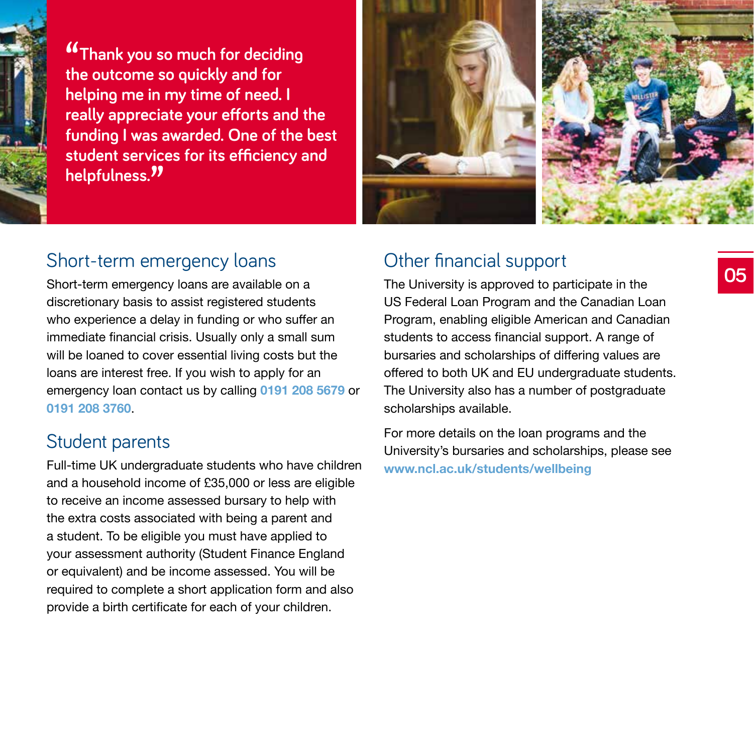> "Thank you so much for deciding the outcome so quickly and for helping me in my time of need. I really appreciate your efforts and the funding I was awarded. One of the best student services for its efficiency and helpfulness."

## Short-term emergency loans

Short-term emergency loans are available on a discretionary basis to assist registered students who experience a delay in funding or who suffer an immediate financial crisis. Usually only a small sum will be loaned to cover essential living costs but the loans are interest free. If you wish to apply for an emergency loan contact us by calling **0191 208 5679** or **0191 208 3760**.

## Student parents

Full-time UK undergraduate students who have children and a household income of £35,000 or less are eligible to receive an income assessed bursary to help with the extra costs associated with being a parent and a student. To be eligible you must have applied to your assessment authority (Student Finance England or equivalent) and be income assessed. You will be required to complete a short application form and also provide a birth certificate for each of your children.

## Other financial support

The University is approved to participate in the US Federal Loan Program and the Canadian Loan Program, enabling eligible American and Canadian students to access financial support. A range of bursaries and scholarships of differing values are offered to both UK and EU undergraduate students. The University also has a number of postgraduate scholarships available.

For more details on the loan programs and the University's bursaries and scholarships, please see **www.ncl.ac.uk/students/wellbeing**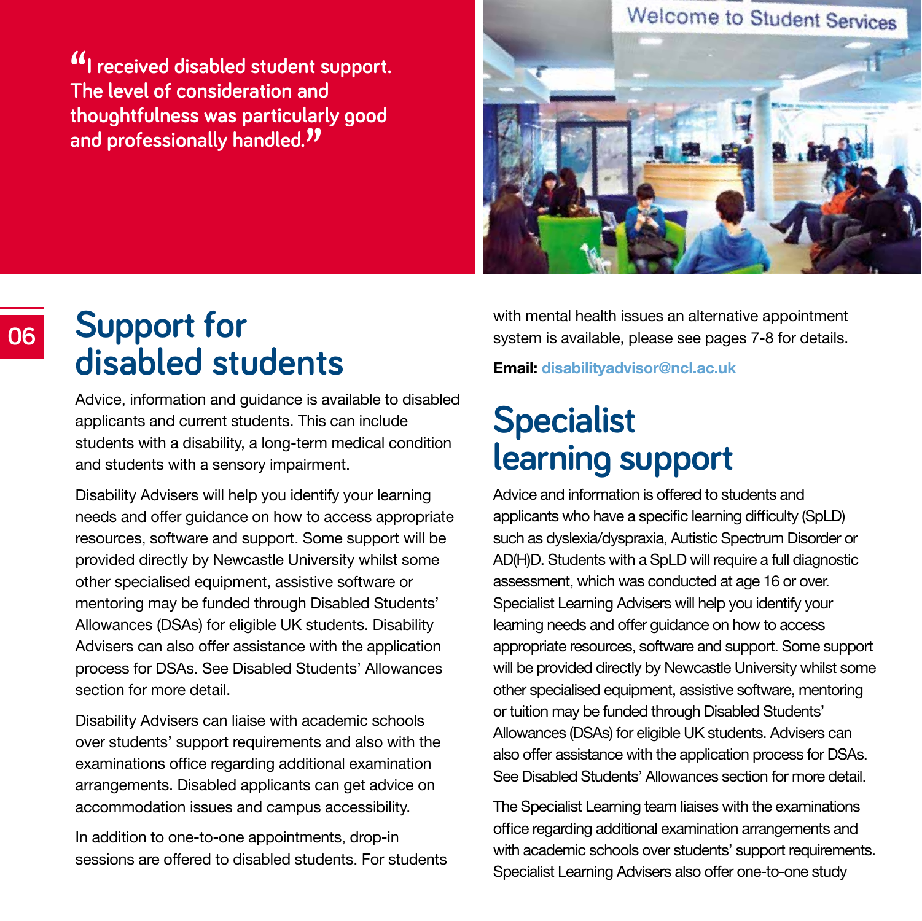> "I received disabled student support. The level of consideration and thoughtfulness was particularly good and professionally handled."

## Support for disabled students

Advice, information and guidance is available to disabled applicants and current students. This can include students with a disability, a long-term medical condition and students with a sensory impairment.

Disability Advisers will help you identify your learning needs and offer guidance on how to access appropriate resources, software and support. Some support will be provided directly by Newcastle University whilst some other specialised equipment, assistive software or mentoring may be funded through Disabled Students' Allowances (DSAs) for eligible UK students. Disability Advisers can also offer assistance with the application process for DSAs. See Disabled Students' Allowances section for more detail.

Disability Advisers can liaise with academic schools over students' support requirements and also with the examinations office regarding additional examination arrangements. Disabled applicants can get advice on accommodation issues and campus accessibility.

In addition to one-to-one appointments, drop-in sessions are offered to disabled students. For students with mental health issues an alternative appointment system is available, please see pages 7-8 for details.

**Email:** disabilityadvisor@ncl.ac.uk

## Specialist learning support

Advice and information is offered to students and applicants who have a specific learning difficulty (SpLD) such as dyslexia/dyspraxia, Autistic Spectrum Disorder or AD(H)D. Students with a SpLD will require a full diagnostic assessment, which was conducted at age 16 or over. Specialist Learning Advisers will help you identify your learning needs and offer guidance on how to access appropriate resources, software and support. Some support will be provided directly by Newcastle University whilst some other specialised equipment, assistive software, mentoring or tuition may be funded through Disabled Students' Allowances (DSAs) for eligible UK students. Advisers can also offer assistance with the application process for DSAs. See Disabled Students' Allowances section for more detail.

The Specialist Learning team liaises with the examinations office regarding additional examination arrangements and with academic schools over students' support requirements. Specialist Learning Advisers also offer one-to-one study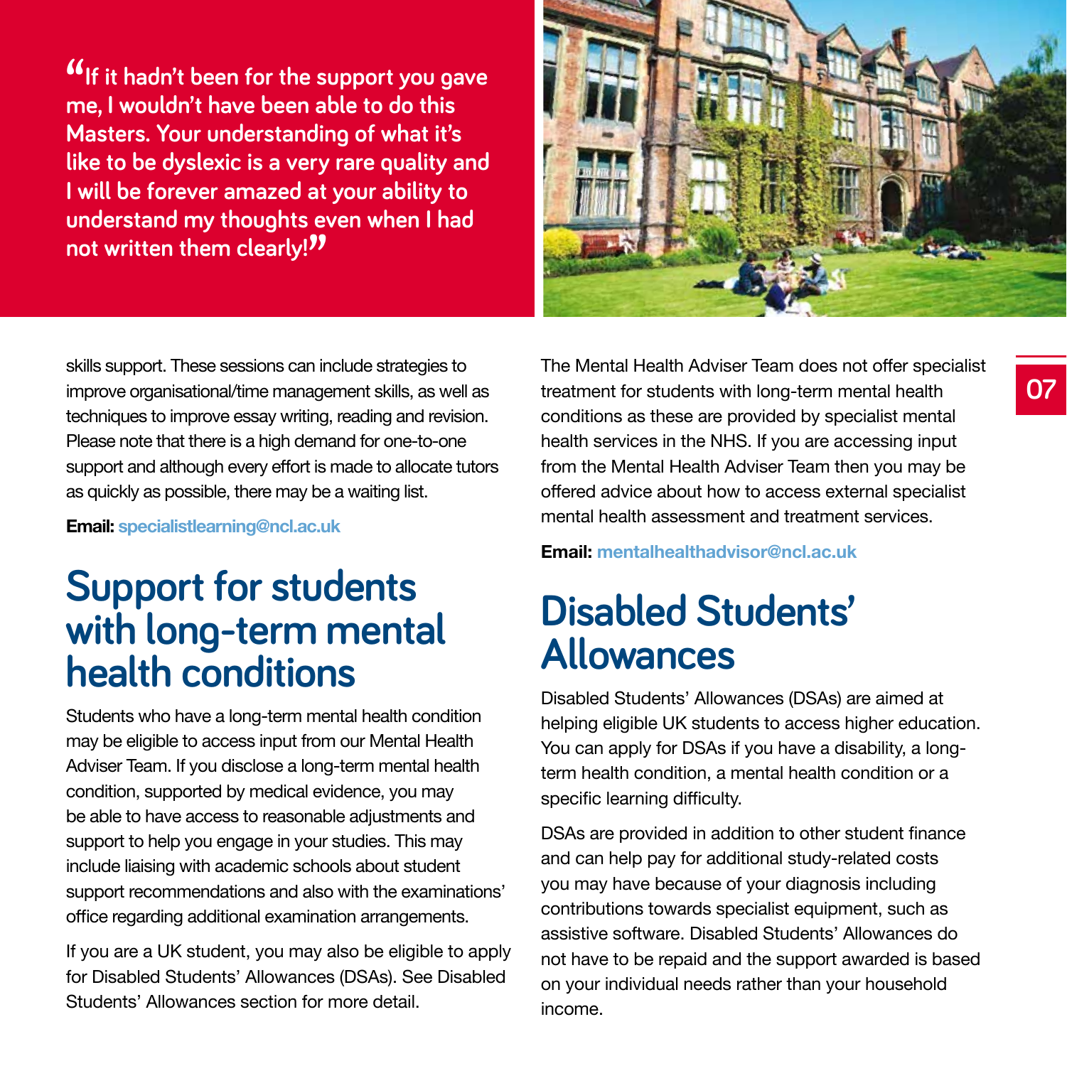> "If it hadn't been for the support you gave me, I wouldn't have been able to do this Masters. Your understanding of what it's like to be dyslexic is a very rare quality and I will be forever amazed at your ability to understand my thoughts even when I had not written them clearly!"

skills support. These sessions can include strategies to improve organisational/time management skills, as well as techniques to improve essay writing, reading and revision. Please note that there is a high demand for one-to-one support and although every effort is made to allocate tutors as quickly as possible, there may be a waiting list.

**Email:** specialistlearning@ncl.ac.uk

## Support for students with long-term mental health conditions

Students who have a long-term mental health condition may be eligible to access input from our Mental Health Adviser Team. If you disclose a long-term mental health condition, supported by medical evidence, you may be able to have access to reasonable adjustments and support to help you engage in your studies. This may include liaising with academic schools about student support recommendations and also with the examinations' office regarding additional examination arrangements.

If you are a UK student, you may also be eligible to apply for Disabled Students' Allowances (DSAs). See Disabled Students' Allowances section for more detail.

The Mental Health Adviser Team does not offer specialist treatment for students with long-term mental health conditions as these are provided by specialist mental health services in the NHS. If you are accessing input from the Mental Health Adviser Team then you may be offered advice about how to access external specialist mental health assessment and treatment services.

**Email:** mentalhealthadvisor@ncl.ac.uk

## Disabled Students' Allowances

Disabled Students' Allowances (DSAs) are aimed at helping eligible UK students to access higher education. You can apply for DSAs if you have a disability, a long-term health condition, a mental health condition or a specific learning difficulty.

DSAs are provided in addition to other student finance and can help pay for additional study-related costs you may have because of your diagnosis including contributions towards specialist equipment, such as assistive software. Disabled Students' Allowances do not have to be repaid and the support awarded is based on your individual needs rather than your household income.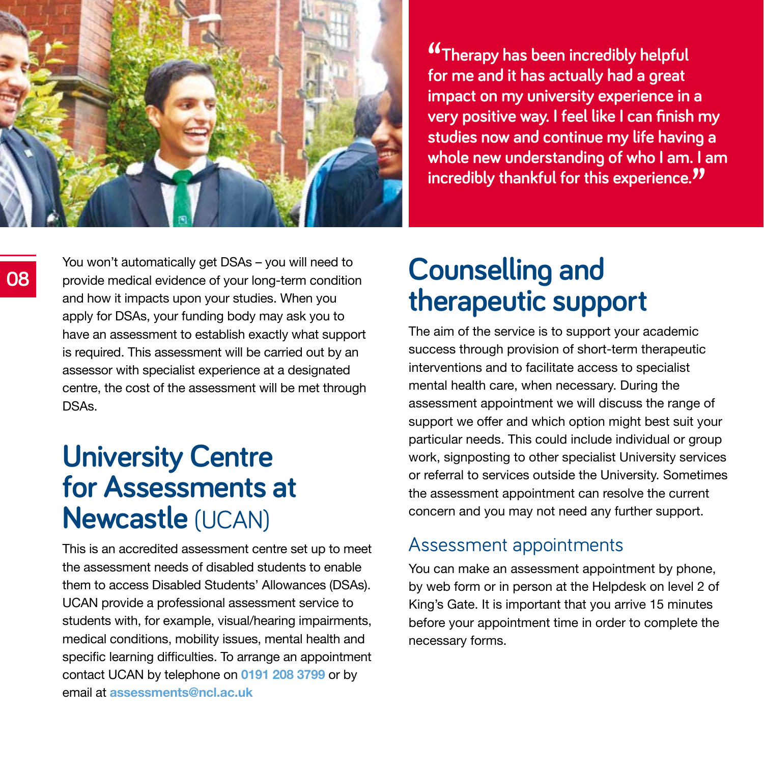> "Therapy has been incredibly helpful for me and it has actually had a great impact on my university experience in a very positive way. I feel like I can finish my studies now and continue my life having a whole new understanding of who I am. I am incredibly thankful for this experience."

You won't automatically get DSAs – you will need to provide medical evidence of your long-term condition and how it impacts upon your studies. When you apply for DSAs, your funding body may ask you to have an assessment to establish exactly what support is required. This assessment will be carried out by an assessor with specialist experience at a designated centre, the cost of the assessment will be met through DSAs.

## University Centre for Assessments at Newcastle (UCAN)

This is an accredited assessment centre set up to meet the assessment needs of disabled students to enable them to access Disabled Students' Allowances (DSAs). UCAN provide a professional assessment service to students with, for example, visual/hearing impairments, medical conditions, mobility issues, mental health and specific learning difficulties. To arrange an appointment contact UCAN by telephone on **0191 208 3799** or by email at **assessments@ncl.ac.uk**

## Counselling and therapeutic support

The aim of the service is to support your academic success through provision of short-term therapeutic interventions and to facilitate access to specialist mental health care, when necessary. During the assessment appointment we will discuss the range of support we offer and which option might best suit your particular needs. This could include individual or group work, signposting to other specialist University services or referral to services outside the University. Sometimes the assessment appointment can resolve the current concern and you may not need any further support.

### Assessment appointments

You can make an assessment appointment by phone, by web form or in person at the Helpdesk on level 2 of King's Gate. It is important that you arrive 15 minutes before your appointment time in order to complete the necessary forms.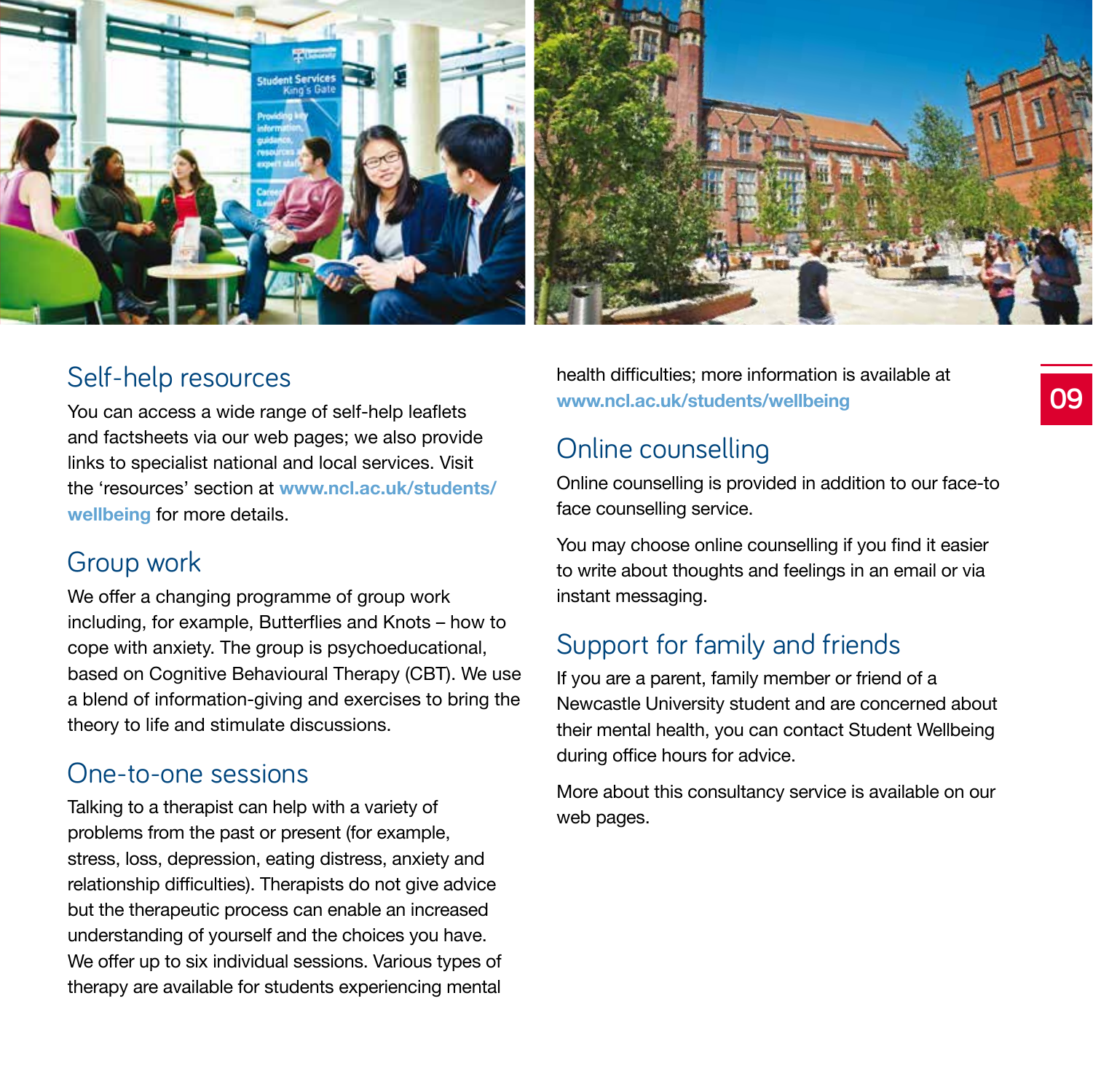## Self-help resources

You can access a wide range of self-help leaflets and factsheets via our web pages; we also provide links to specialist national and local services. Visit the 'resources' section at **www.ncl.ac.uk/students/wellbeing** for more details.

## Group work

We offer a changing programme of group work including, for example, Butterflies and Knots – how to cope with anxiety. The group is psychoeducational, based on Cognitive Behavioural Therapy (CBT). We use a blend of information-giving and exercises to bring the theory to life and stimulate discussions.

## One-to-one sessions

Talking to a therapist can help with a variety of problems from the past or present (for example, stress, loss, depression, eating distress, anxiety and relationship difficulties). Therapists do not give advice but the therapeutic process can enable an increased understanding of yourself and the choices you have. We offer up to six individual sessions. Various types of therapy are available for students experiencing mental health difficulties; more information is available at **www.ncl.ac.uk/students/wellbeing**

## Online counselling

Online counselling is provided in addition to our face-to face counselling service.

You may choose online counselling if you find it easier to write about thoughts and feelings in an email or via instant messaging.

## Support for family and friends

If you are a parent, family member or friend of a Newcastle University student and are concerned about their mental health, you can contact Student Wellbeing during office hours for advice.

More about this consultancy service is available on our web pages.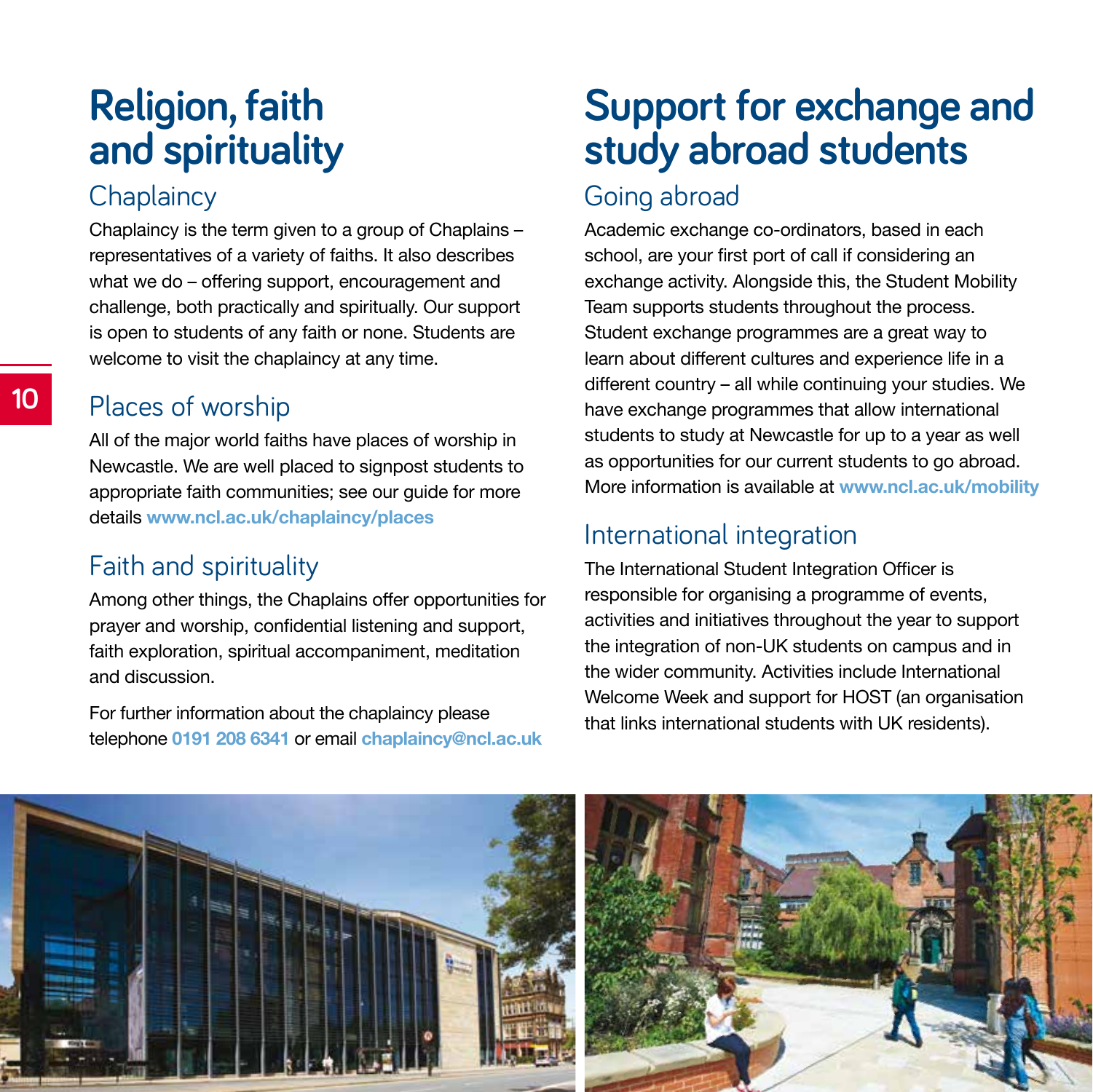# Religion, faith and spirituality

## Chaplaincy

Chaplaincy is the term given to a group of Chaplains – representatives of a variety of faiths. It also describes what we do – offering support, encouragement and challenge, both practically and spiritually. Our support is open to students of any faith or none. Students are welcome to visit the chaplaincy at any time.

## Places of worship

All of the major world faiths have places of worship in Newcastle. We are well placed to signpost students to appropriate faith communities; see our guide for more details **www.ncl.ac.uk/chaplaincy/places**

## Faith and spirituality

Among other things, the Chaplains offer opportunities for prayer and worship, confidential listening and support, faith exploration, spiritual accompaniment, meditation and discussion.

For further information about the chaplaincy please telephone **0191 208 6341** or email **chaplaincy@ncl.ac.uk**

# Support for exchange and study abroad students

## Going abroad

Academic exchange co-ordinators, based in each school, are your first port of call if considering an exchange activity. Alongside this, the Student Mobility Team supports students throughout the process. Student exchange programmes are a great way to learn about different cultures and experience life in a different country – all while continuing your studies. We have exchange programmes that allow international students to study at Newcastle for up to a year as well as opportunities for our current students to go abroad. More information is available at **www.ncl.ac.uk/mobility**

## International integration

The International Student Integration Officer is responsible for organising a programme of events, activities and initiatives throughout the year to support the integration of non-UK students on campus and in the wider community. Activities include International Welcome Week and support for HOST (an organisation that links international students with UK residents).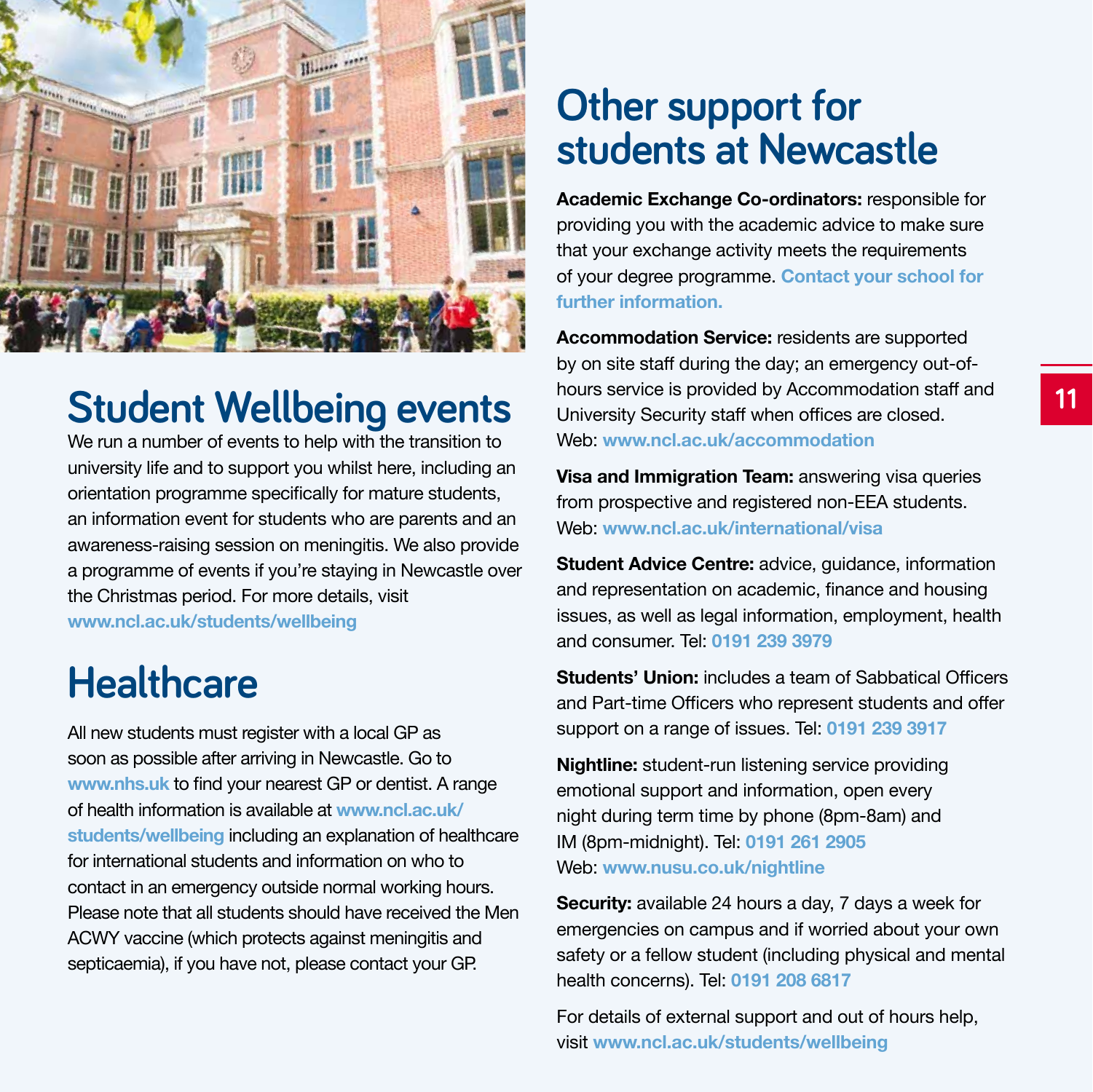## Student Wellbeing events

We run a number of events to help with the transition to university life and to support you whilst here, including an orientation programme specifically for mature students, an information event for students who are parents and an awareness-raising session on meningitis. We also provide a programme of events if you're staying in Newcastle over the Christmas period. For more details, visit **www.ncl.ac.uk/students/wellbeing**

## Healthcare

All new students must register with a local GP as soon as possible after arriving in Newcastle. Go to **www.nhs.uk** to find your nearest GP or dentist. A range of health information is available at **www.ncl.ac.uk/students/wellbeing** including an explanation of healthcare for international students and information on who to contact in an emergency outside normal working hours. Please note that all students should have received the Men ACWY vaccine (which protects against meningitis and septicaemia), if you have not, please contact your GP.

## Other support for students at Newcastle

**Academic Exchange Co-ordinators:** responsible for providing you with the academic advice to make sure that your exchange activity meets the requirements of your degree programme. **Contact your school for further information.**

**Accommodation Service:** residents are supported by on site staff during the day; an emergency out-of-hours service is provided by Accommodation staff and University Security staff when offices are closed.
Web: **www.ncl.ac.uk/accommodation**

**Visa and Immigration Team:** answering visa queries from prospective and registered non-EEA students.
Web: **www.ncl.ac.uk/international/visa**

**Student Advice Centre:** advice, guidance, information and representation on academic, finance and housing issues, as well as legal information, employment, health and consumer. Tel: **0191 239 3979**

**Students' Union:** includes a team of Sabbatical Officers and Part-time Officers who represent students and offer support on a range of issues. Tel: **0191 239 3917**

**Nightline:** student-run listening service providing emotional support and information, open every night during term time by phone (8pm-8am) and IM (8pm-midnight). Tel: **0191 261 2905**
Web: **www.nusu.co.uk/nightline**

**Security:** available 24 hours a day, 7 days a week for emergencies on campus and if worried about your own safety or a fellow student (including physical and mental health concerns). Tel: **0191 208 6817**

For details of external support and out of hours help, visit **www.ncl.ac.uk/students/wellbeing**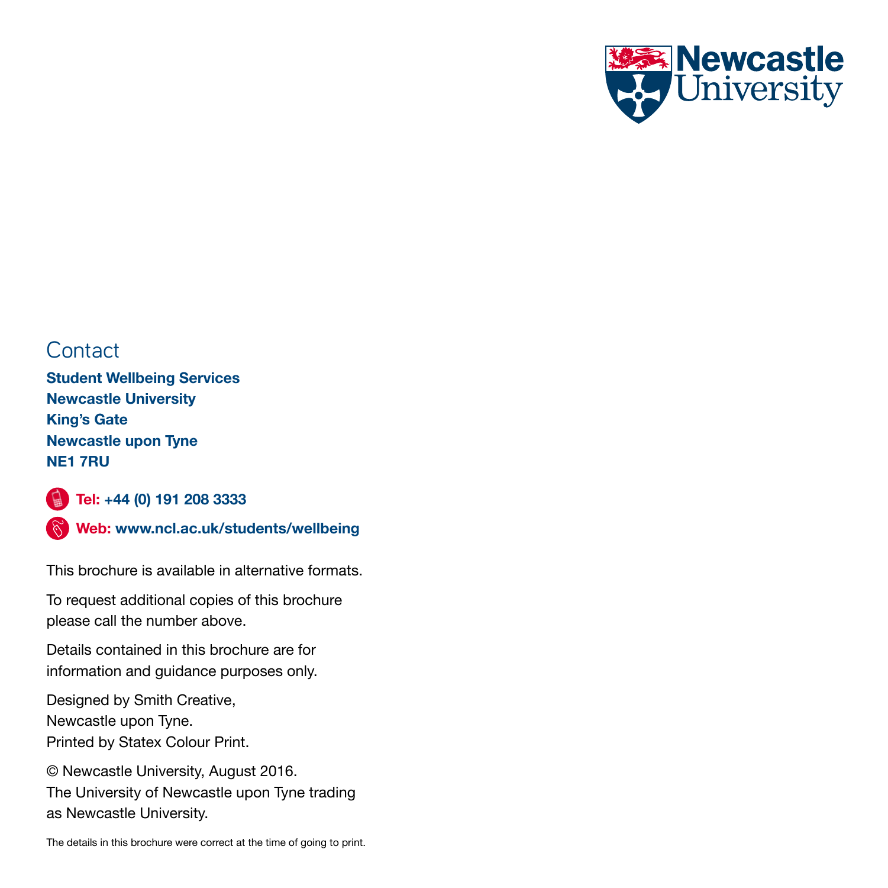Newcastle University

## Contact

**Student Wellbeing Services**
**Newcastle University**
**King's Gate**
**Newcastle upon Tyne**
**NE1 7RU**

**Tel: +44 (0) 191 208 3333**

**Web: www.ncl.ac.uk/students/wellbeing**

This brochure is available in alternative formats.

To request additional copies of this brochure please call the number above.

Details contained in this brochure are for information and guidance purposes only.

Designed by Smith Creative,
Newcastle upon Tyne.
Printed by Statex Colour Print.

© Newcastle University, August 2016.
The University of Newcastle upon Tyne trading as Newcastle University.

The details in this brochure were correct at the time of going to print.